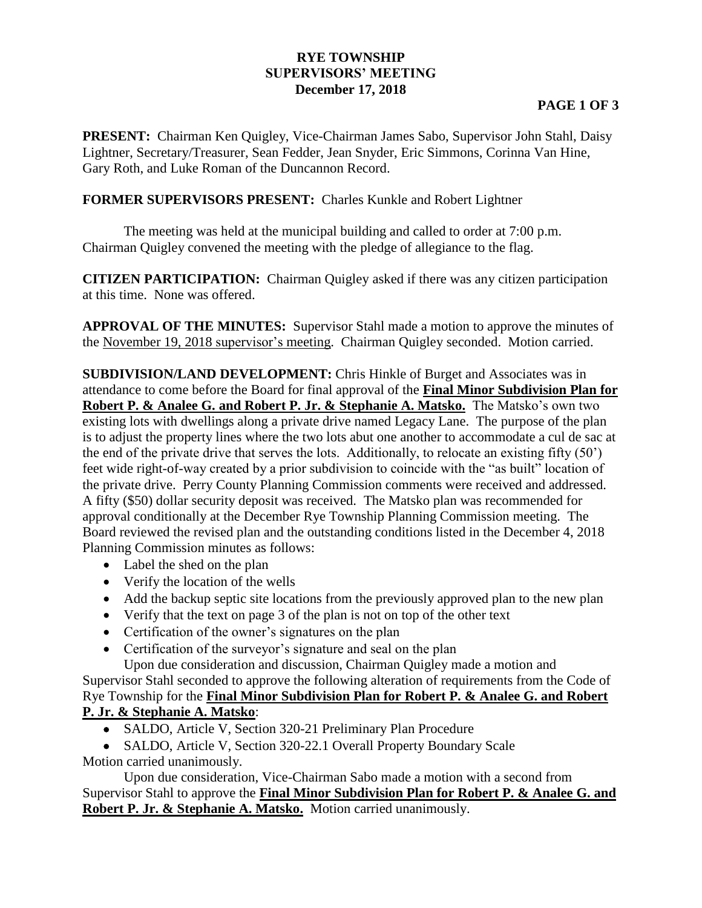# RYE TOWNSHIP
## SUPERVISORS' MEETING
### December 17, 2018

**PRESENT:** Chairman Ken Quigley, Vice-Chairman James Sabo, Supervisor John Stahl, Daisy Lightner, Secretary/Treasurer, Sean Fedder, Jean Snyder, Eric Simmons, Corinna Van Hine, Gary Roth, and Luke Roman of the Duncannon Record.

**FORMER SUPERVISORS PRESENT:** Charles Kunkle and Robert Lightner

The meeting was held at the municipal building and called to order at 7:00 p.m. Chairman Quigley convened the meeting with the pledge of allegiance to the flag.

**CITIZEN PARTICIPATION:** Chairman Quigley asked if there was any citizen participation at this time. None was offered.

**APPROVAL OF THE MINUTES:** Supervisor Stahl made a motion to approve the minutes of the November 19, 2018 supervisor's meeting. Chairman Quigley seconded. Motion carried.

**SUBDIVISION/LAND DEVELOPMENT:** Chris Hinkle of Burget and Associates was in attendance to come before the Board for final approval of the **Final Minor Subdivision Plan for Robert P. & Analee G. and Robert P. Jr. & Stephanie A. Matsko.** The Matsko's own two existing lots with dwellings along a private drive named Legacy Lane. The purpose of the plan is to adjust the property lines where the two lots abut one another to accommodate a cul de sac at the end of the private drive that serves the lots. Additionally, to relocate an existing fifty (50') feet wide right-of-way created by a prior subdivision to coincide with the "as built" location of the private drive. Perry County Planning Commission comments were received and addressed. A fifty ($50) dollar security deposit was received. The Matsko plan was recommended for approval conditionally at the December Rye Township Planning Commission meeting. The Board reviewed the revised plan and the outstanding conditions listed in the December 4, 2018 Planning Commission minutes as follows:

- Label the shed on the plan
- Verify the location of the wells
- Add the backup septic site locations from the previously approved plan to the new plan
- Verify that the text on page 3 of the plan is not on top of the other text
- Certification of the owner's signatures on the plan
- Certification of the surveyor's signature and seal on the plan

Upon due consideration and discussion, Chairman Quigley made a motion and Supervisor Stahl seconded to approve the following alteration of requirements from the Code of Rye Township for the **Final Minor Subdivision Plan for Robert P. & Analee G. and Robert P. Jr. & Stephanie A. Matsko**:

- SALDO, Article V, Section 320-21 Preliminary Plan Procedure
- SALDO, Article V, Section 320-22.1 Overall Property Boundary Scale

Motion carried unanimously.

Upon due consideration, Vice-Chairman Sabo made a motion with a second from Supervisor Stahl to approve the **Final Minor Subdivision Plan for Robert P. & Analee G. and Robert P. Jr. & Stephanie A. Matsko.** Motion carried unanimously.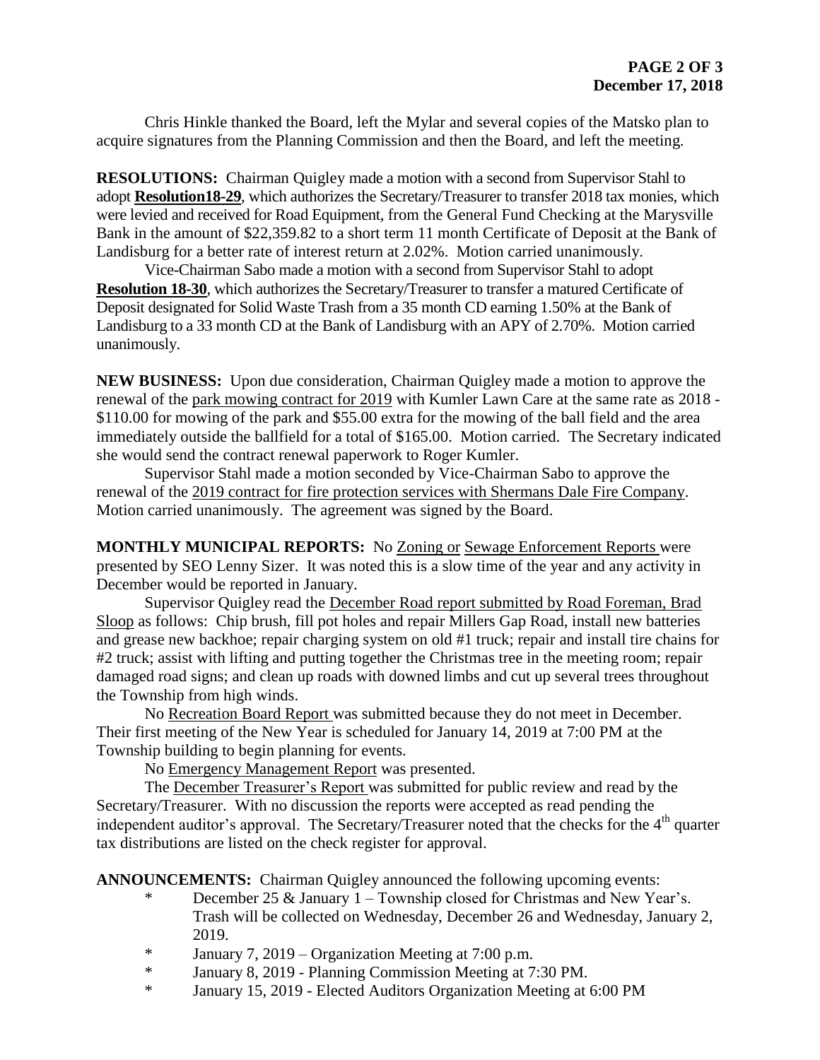Chris Hinkle thanked the Board, left the Mylar and several copies of the Matsko plan to acquire signatures from the Planning Commission and then the Board, and left the meeting.

**RESOLUTIONS:** Chairman Quigley made a motion with a second from Supervisor Stahl to adopt **Resolution18-29**, which authorizes the Secretary/Treasurer to transfer 2018 tax monies, which were levied and received for Road Equipment, from the General Fund Checking at the Marysville Bank in the amount of $22,359.82 to a short term 11 month Certificate of Deposit at the Bank of Landisburg for a better rate of interest return at 2.02%. Motion carried unanimously.

Vice-Chairman Sabo made a motion with a second from Supervisor Stahl to adopt **Resolution 18-30**, which authorizes the Secretary/Treasurer to transfer a matured Certificate of Deposit designated for Solid Waste Trash from a 35 month CD earning 1.50% at the Bank of Landisburg to a 33 month CD at the Bank of Landisburg with an APY of 2.70%. Motion carried unanimously.

**NEW BUSINESS:** Upon due consideration, Chairman Quigley made a motion to approve the renewal of the park mowing contract for 2019 with Kumler Lawn Care at the same rate as 2018 - $110.00 for mowing of the park and $55.00 extra for the mowing of the ball field and the area immediately outside the ballfield for a total of $165.00. Motion carried. The Secretary indicated she would send the contract renewal paperwork to Roger Kumler.

Supervisor Stahl made a motion seconded by Vice-Chairman Sabo to approve the renewal of the 2019 contract for fire protection services with Shermans Dale Fire Company. Motion carried unanimously. The agreement was signed by the Board.

**MONTHLY MUNICIPAL REPORTS:** No Zoning or Sewage Enforcement Reports were presented by SEO Lenny Sizer. It was noted this is a slow time of the year and any activity in December would be reported in January.

Supervisor Quigley read the December Road report submitted by Road Foreman, Brad Sloop as follows: Chip brush, fill pot holes and repair Millers Gap Road, install new batteries and grease new backhoe; repair charging system on old #1 truck; repair and install tire chains for #2 truck; assist with lifting and putting together the Christmas tree in the meeting room; repair damaged road signs; and clean up roads with downed limbs and cut up several trees throughout the Township from high winds.

No Recreation Board Report was submitted because they do not meet in December. Their first meeting of the New Year is scheduled for January 14, 2019 at 7:00 PM at the Township building to begin planning for events.

No Emergency Management Report was presented.

The December Treasurer's Report was submitted for public review and read by the Secretary/Treasurer. With no discussion the reports were accepted as read pending the independent auditor's approval. The Secretary/Treasurer noted that the checks for the 4th quarter tax distributions are listed on the check register for approval.

**ANNOUNCEMENTS:** Chairman Quigley announced the following upcoming events:

- December 25 & January 1 – Township closed for Christmas and New Year's. Trash will be collected on Wednesday, December 26 and Wednesday, January 2, 2019.
- January 7, 2019 – Organization Meeting at 7:00 p.m.
- January 8, 2019 - Planning Commission Meeting at 7:30 PM.
- January 15, 2019 - Elected Auditors Organization Meeting at 6:00 PM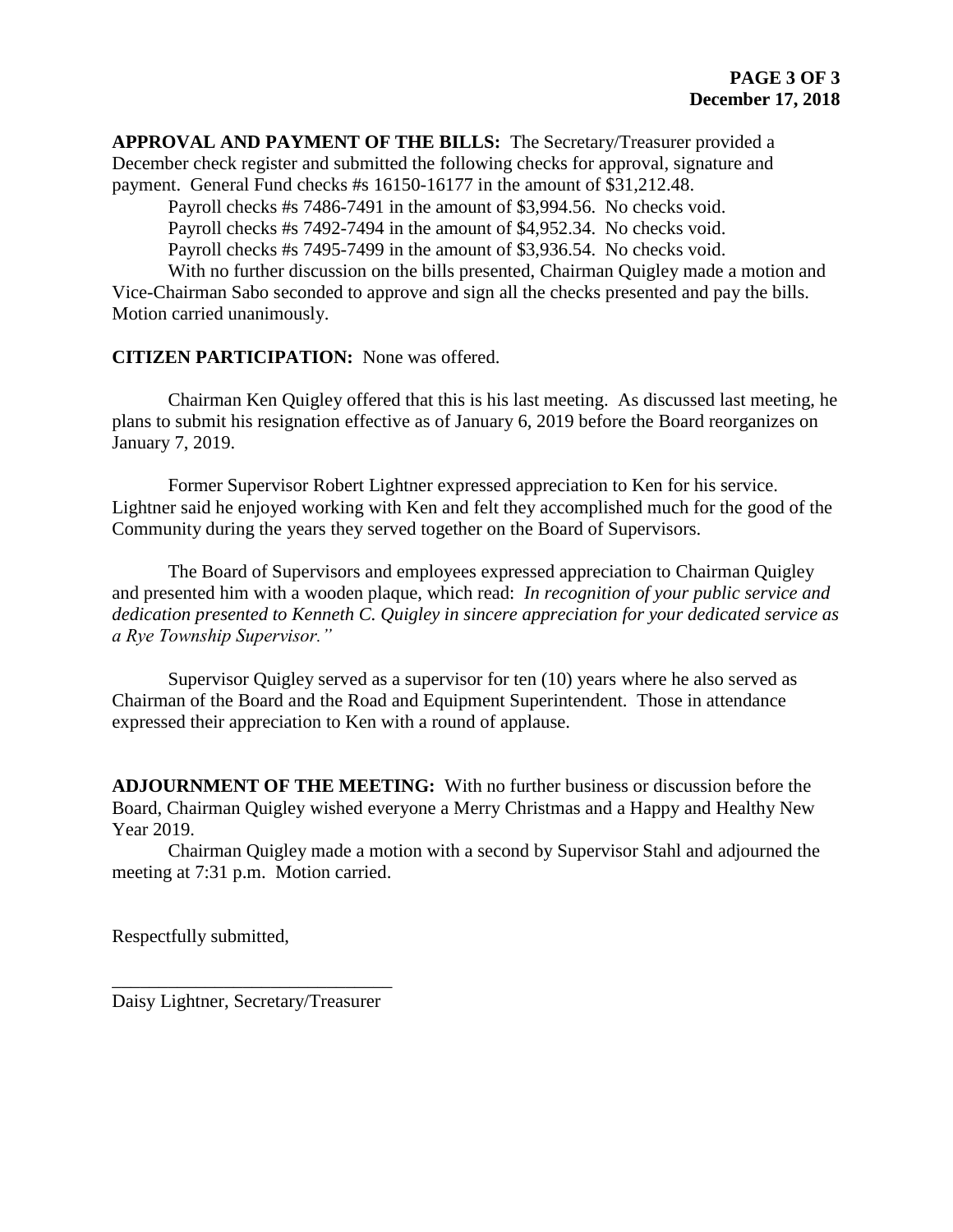**APPROVAL AND PAYMENT OF THE BILLS:** The Secretary/Treasurer provided a December check register and submitted the following checks for approval, signature and payment. General Fund checks #s 16150-16177 in the amount of $31,212.48.

Payroll checks #s 7486-7491 in the amount of $3,994.56. No checks void.

Payroll checks #s 7492-7494 in the amount of $4,952.34. No checks void.

Payroll checks #s 7495-7499 in the amount of $3,936.54. No checks void.

With no further discussion on the bills presented, Chairman Quigley made a motion and Vice-Chairman Sabo seconded to approve and sign all the checks presented and pay the bills. Motion carried unanimously.

**CITIZEN PARTICIPATION:** None was offered.

Chairman Ken Quigley offered that this is his last meeting. As discussed last meeting, he plans to submit his resignation effective as of January 6, 2019 before the Board reorganizes on January 7, 2019.

Former Supervisor Robert Lightner expressed appreciation to Ken for his service. Lightner said he enjoyed working with Ken and felt they accomplished much for the good of the Community during the years they served together on the Board of Supervisors.

The Board of Supervisors and employees expressed appreciation to Chairman Quigley and presented him with a wooden plaque, which read: *In recognition of your public service and dedication presented to Kenneth C. Quigley in sincere appreciation for your dedicated service as a Rye Township Supervisor."*

Supervisor Quigley served as a supervisor for ten (10) years where he also served as Chairman of the Board and the Road and Equipment Superintendent. Those in attendance expressed their appreciation to Ken with a round of applause.

**ADJOURNMENT OF THE MEETING:** With no further business or discussion before the Board, Chairman Quigley wished everyone a Merry Christmas and a Happy and Healthy New Year 2019.

Chairman Quigley made a motion with a second by Supervisor Stahl and adjourned the meeting at 7:31 p.m. Motion carried.

Respectfully submitted,

\_\_\_\_\_\_\_\_\_\_\_\_\_\_\_\_\_\_\_\_\_\_\_\_\_\_\_\_\_\_

Daisy Lightner, Secretary/Treasurer